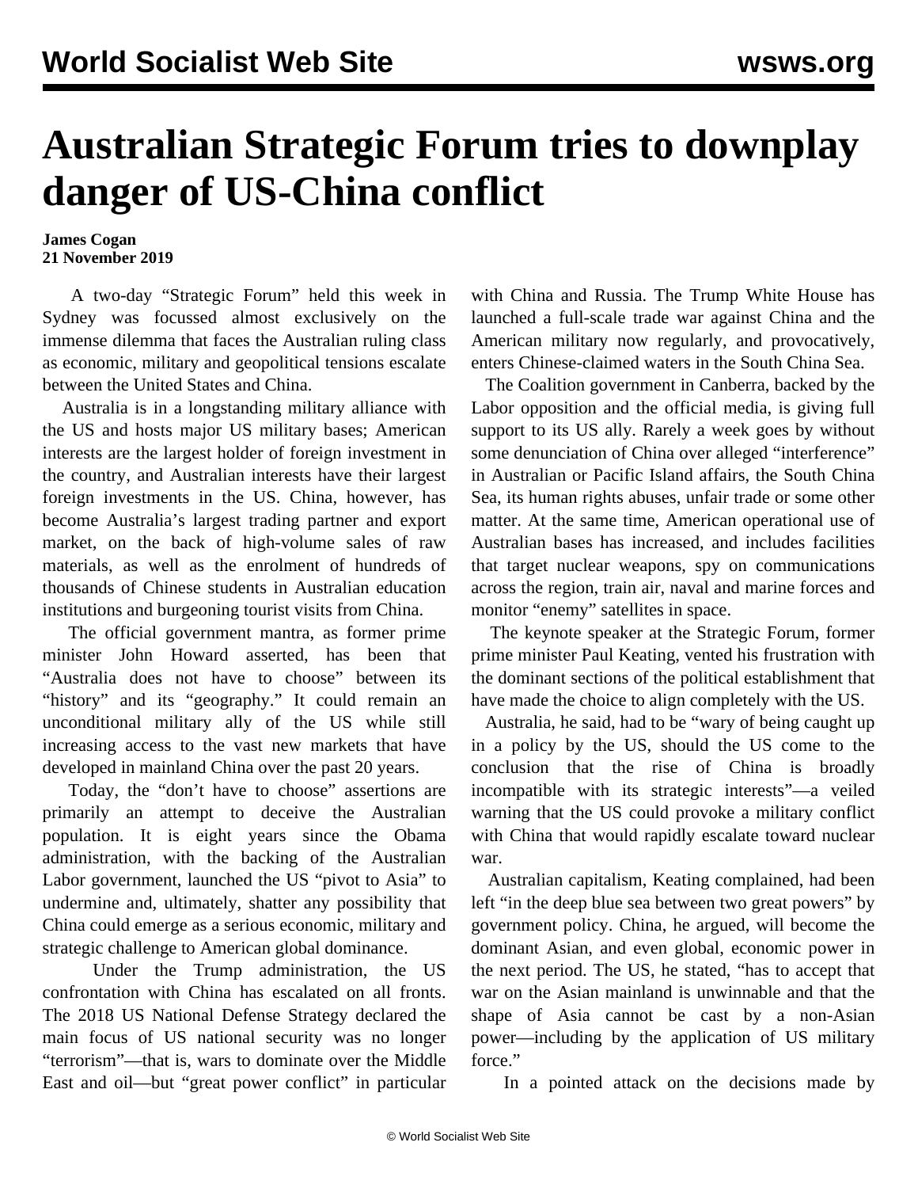# Australian Strategic Forum tries to downplay danger of US-China conflict

**James Cogan**
**21 November 2019**

A two-day "Strategic Forum" held this week in Sydney was focussed almost exclusively on the immense dilemma that faces the Australian ruling class as economic, military and geopolitical tensions escalate between the United States and China.

Australia is in a longstanding military alliance with the US and hosts major US military bases; American interests are the largest holder of foreign investment in the country, and Australian interests have their largest foreign investments in the US. China, however, has become Australia's largest trading partner and export market, on the back of high-volume sales of raw materials, as well as the enrolment of hundreds of thousands of Chinese students in Australian education institutions and burgeoning tourist visits from China.

The official government mantra, as former prime minister John Howard asserted, has been that "Australia does not have to choose" between its "history" and its "geography." It could remain an unconditional military ally of the US while still increasing access to the vast new markets that have developed in mainland China over the past 20 years.

Today, the "don't have to choose" assertions are primarily an attempt to deceive the Australian population. It is eight years since the Obama administration, with the backing of the Australian Labor government, launched the US "pivot to Asia" to undermine and, ultimately, shatter any possibility that China could emerge as a serious economic, military and strategic challenge to American global dominance.

Under the Trump administration, the US confrontation with China has escalated on all fronts. The 2018 US National Defense Strategy declared the main focus of US national security was no longer "terrorism"—that is, wars to dominate over the Middle East and oil—but "great power conflict" in particular with China and Russia. The Trump White House has launched a full-scale trade war against China and the American military now regularly, and provocatively, enters Chinese-claimed waters in the South China Sea.

The Coalition government in Canberra, backed by the Labor opposition and the official media, is giving full support to its US ally. Rarely a week goes by without some denunciation of China over alleged "interference" in Australian or Pacific Island affairs, the South China Sea, its human rights abuses, unfair trade or some other matter. At the same time, American operational use of Australian bases has increased, and includes facilities that target nuclear weapons, spy on communications across the region, train air, naval and marine forces and monitor "enemy" satellites in space.

The keynote speaker at the Strategic Forum, former prime minister Paul Keating, vented his frustration with the dominant sections of the political establishment that have made the choice to align completely with the US.

Australia, he said, had to be "wary of being caught up in a policy by the US, should the US come to the conclusion that the rise of China is broadly incompatible with its strategic interests"—a veiled warning that the US could provoke a military conflict with China that would rapidly escalate toward nuclear war.

Australian capitalism, Keating complained, had been left "in the deep blue sea between two great powers" by government policy. China, he argued, will become the dominant Asian, and even global, economic power in the next period. The US, he stated, "has to accept that war on the Asian mainland is unwinnable and that the shape of Asia cannot be cast by a non-Asian power—including by the application of US military force."

In a pointed attack on the decisions made by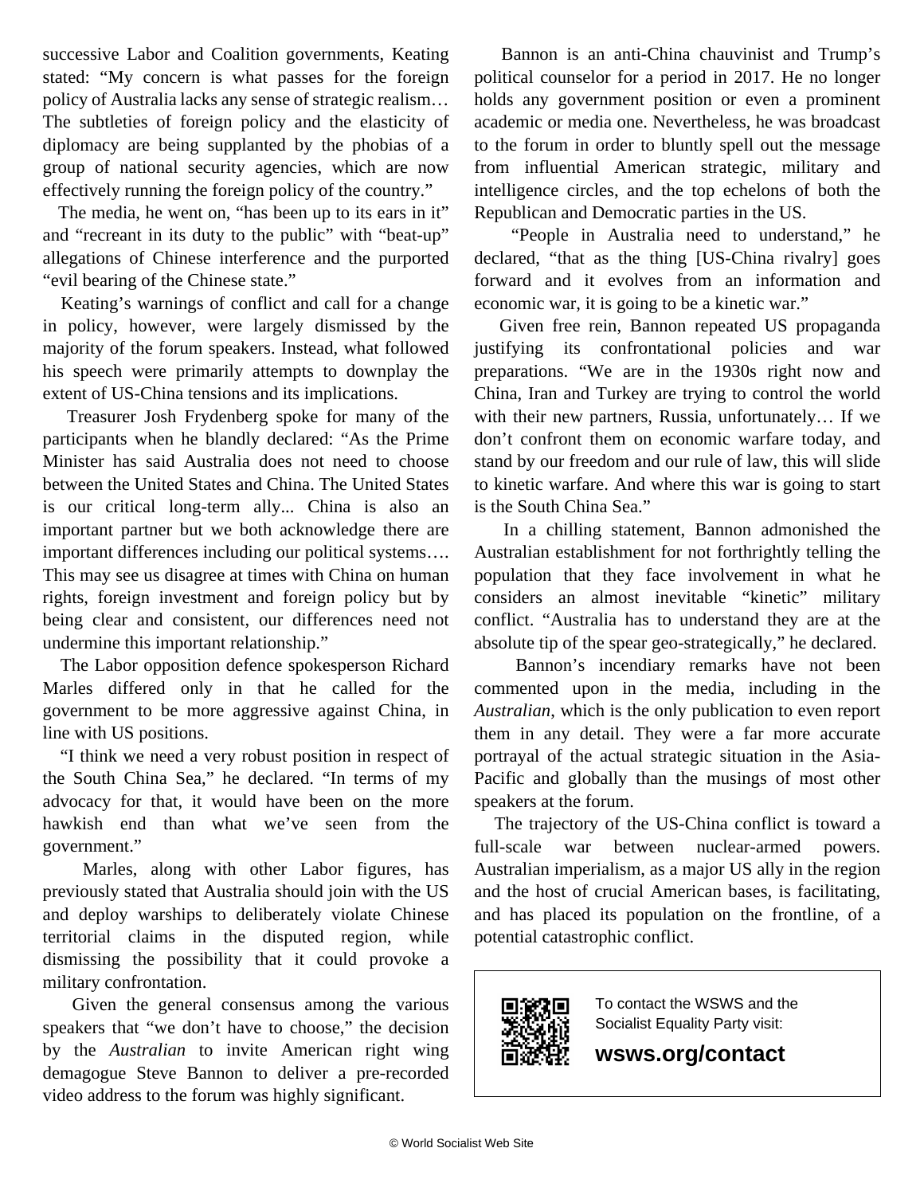successive Labor and Coalition governments, Keating stated: "My concern is what passes for the foreign policy of Australia lacks any sense of strategic realism… The subtleties of foreign policy and the elasticity of diplomacy are being supplanted by the phobias of a group of national security agencies, which are now effectively running the foreign policy of the country."

The media, he went on, "has been up to its ears in it" and "recreant in its duty to the public" with "beat-up" allegations of Chinese interference and the purported "evil bearing of the Chinese state."

Keating's warnings of conflict and call for a change in policy, however, were largely dismissed by the majority of the forum speakers. Instead, what followed his speech were primarily attempts to downplay the extent of US-China tensions and its implications.

Treasurer Josh Frydenberg spoke for many of the participants when he blandly declared: "As the Prime Minister has said Australia does not need to choose between the United States and China. The United States is our critical long-term ally... China is also an important partner but we both acknowledge there are important differences including our political systems…. This may see us disagree at times with China on human rights, foreign investment and foreign policy but by being clear and consistent, our differences need not undermine this important relationship."

The Labor opposition defence spokesperson Richard Marles differed only in that he called for the government to be more aggressive against China, in line with US positions.

"I think we need a very robust position in respect of the South China Sea," he declared. "In terms of my advocacy for that, it would have been on the more hawkish end than what we've seen from the government."

Marles, along with other Labor figures, has previously stated that Australia should join with the US and deploy warships to deliberately violate Chinese territorial claims in the disputed region, while dismissing the possibility that it could provoke a military confrontation.

Given the general consensus among the various speakers that "we don't have to choose," the decision by the *Australian* to invite American right wing demagogue Steve Bannon to deliver a pre-recorded video address to the forum was highly significant.

Bannon is an anti-China chauvinist and Trump's political counselor for a period in 2017. He no longer holds any government position or even a prominent academic or media one. Nevertheless, he was broadcast to the forum in order to bluntly spell out the message from influential American strategic, military and intelligence circles, and the top echelons of both the Republican and Democratic parties in the US.

"People in Australia need to understand," he declared, "that as the thing [US-China rivalry] goes forward and it evolves from an information and economic war, it is going to be a kinetic war."

Given free rein, Bannon repeated US propaganda justifying its confrontational policies and war preparations. "We are in the 1930s right now and China, Iran and Turkey are trying to control the world with their new partners, Russia, unfortunately… If we don't confront them on economic warfare today, and stand by our freedom and our rule of law, this will slide to kinetic warfare. And where this war is going to start is the South China Sea."

In a chilling statement, Bannon admonished the Australian establishment for not forthrightly telling the population that they face involvement in what he considers an almost inevitable "kinetic" military conflict. "Australia has to understand they are at the absolute tip of the spear geo-strategically," he declared.

Bannon's incendiary remarks have not been commented upon in the media, including in the *Australian*, which is the only publication to even report them in any detail. They were a far more accurate portrayal of the actual strategic situation in the Asia-Pacific and globally than the musings of most other speakers at the forum.

The trajectory of the US-China conflict is toward a full-scale war between nuclear-armed powers. Australian imperialism, as a major US ally in the region and the host of crucial American bases, is facilitating, and has placed its population on the frontline, of a potential catastrophic conflict.

To contact the WSWS and the Socialist Equality Party visit:

**wsws.org/contact**